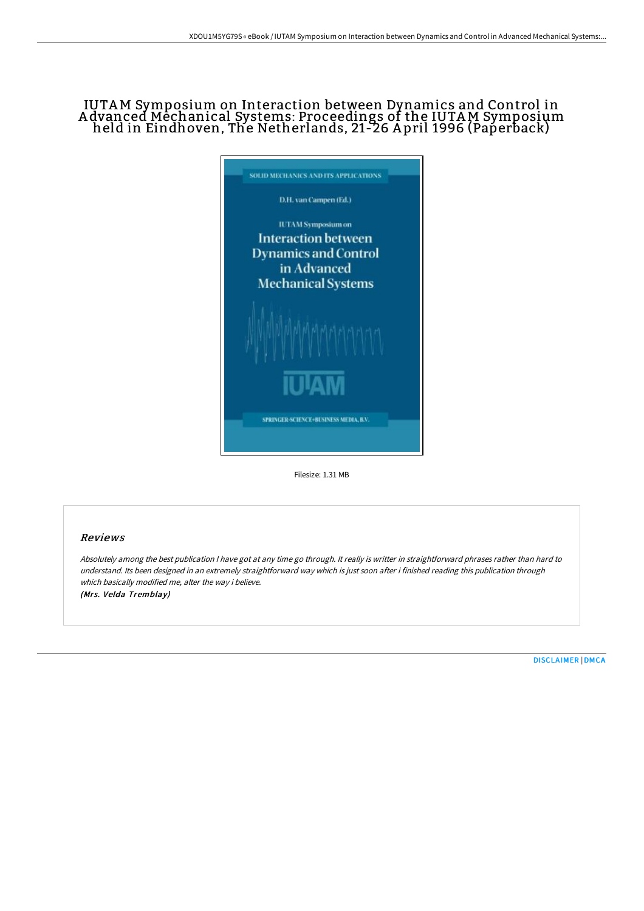# IUTAM Symposium on Interaction between Dynamics and Control in Advanced Mechanical Systems: Proceedings of the IUTAM Symposium held in Eindhoven, The Netherlands, 21-26 April 1996 (Paperback)

Filesize: 1.31 MB

## Reviews

*Absolutely among the best publication I have got at any time go through. It really is writter in straightforward phrases rather than hard to understand. Its been designed in an extremely straightforward way which is just soon after i finished reading this publication through which basically modified me, alter the way i believe.*

***(Mrs. Velda Tremblay)***

DISCLAIMER | DMCA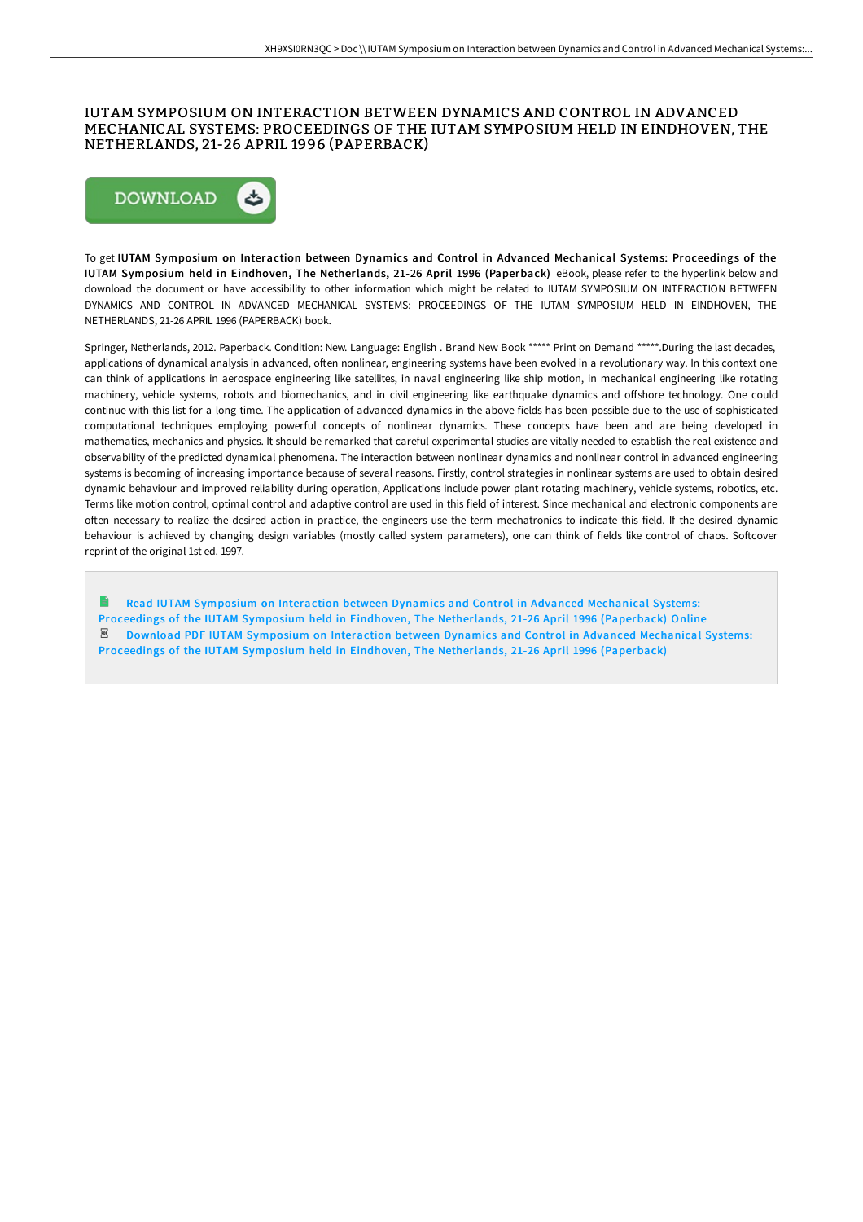# IUTAM SYMPOSIUM ON INTERACTION BETWEEN DYNAMICS AND CONTROL IN ADVANCED MECHANICAL SYSTEMS: PROCEEDINGS OF THE IUTAM SYMPOSIUM HELD IN EINDHOVEN, THE NETHERLANDS, 21-26 APRIL 1996 (PAPERBACK)

DOWNLOAD

To get **IUTAM Symposium on Interaction between Dynamics and Control in Advanced Mechanical Systems: Proceedings of the IUTAM Symposium held in Eindhoven, The Netherlands, 21-26 April 1996 (Paperback)** eBook, please refer to the hyperlink below and download the document or have accessibility to other information which might be related to IUTAM SYMPOSIUM ON INTERACTION BETWEEN DYNAMICS AND CONTROL IN ADVANCED MECHANICAL SYSTEMS: PROCEEDINGS OF THE IUTAM SYMPOSIUM HELD IN EINDHOVEN, THE NETHERLANDS, 21-26 APRIL 1996 (PAPERBACK) book.

Springer, Netherlands, 2012. Paperback. Condition: New. Language: English . Brand New Book ***** Print on Demand *****.During the last decades, applications of dynamical analysis in advanced, often nonlinear, engineering systems have been evolved in a revolutionary way. In this context one can think of applications in aerospace engineering like satellites, in naval engineering like ship motion, in mechanical engineering like rotating machinery, vehicle systems, robots and biomechanics, and in civil engineering like earthquake dynamics and offshore technology. One could continue with this list for a long time. The application of advanced dynamics in the above fields has been possible due to the use of sophisticated computational techniques employing powerful concepts of nonlinear dynamics. These concepts have been and are being developed in mathematics, mechanics and physics. It should be remarked that careful experimental studies are vitally needed to establish the real existence and observability of the predicted dynamical phenomena. The interaction between nonlinear dynamics and nonlinear control in advanced engineering systems is becoming of increasing importance because of several reasons. Firstly, control strategies in nonlinear systems are used to obtain desired dynamic behaviour and improved reliability during operation, Applications include power plant rotating machinery, vehicle systems, robotics, etc. Terms like motion control, optimal control and adaptive control are used in this field of interest. Since mechanical and electronic components are often necessary to realize the desired action in practice, the engineers use the term mechatronics to indicate this field. If the desired dynamic behaviour is achieved by changing design variables (mostly called system parameters), one can think of fields like control of chaos. Softcover reprint of the original 1st ed. 1997.

Read IUTAM Symposium on Interaction between Dynamics and Control in Advanced Mechanical Systems: Proceedings of the IUTAM Symposium held in Eindhoven, The Netherlands, 21-26 April 1996 (Paperback) Online

Download PDF IUTAM Symposium on Interaction between Dynamics and Control in Advanced Mechanical Systems: Proceedings of the IUTAM Symposium held in Eindhoven, The Netherlands, 21-26 April 1996 (Paperback)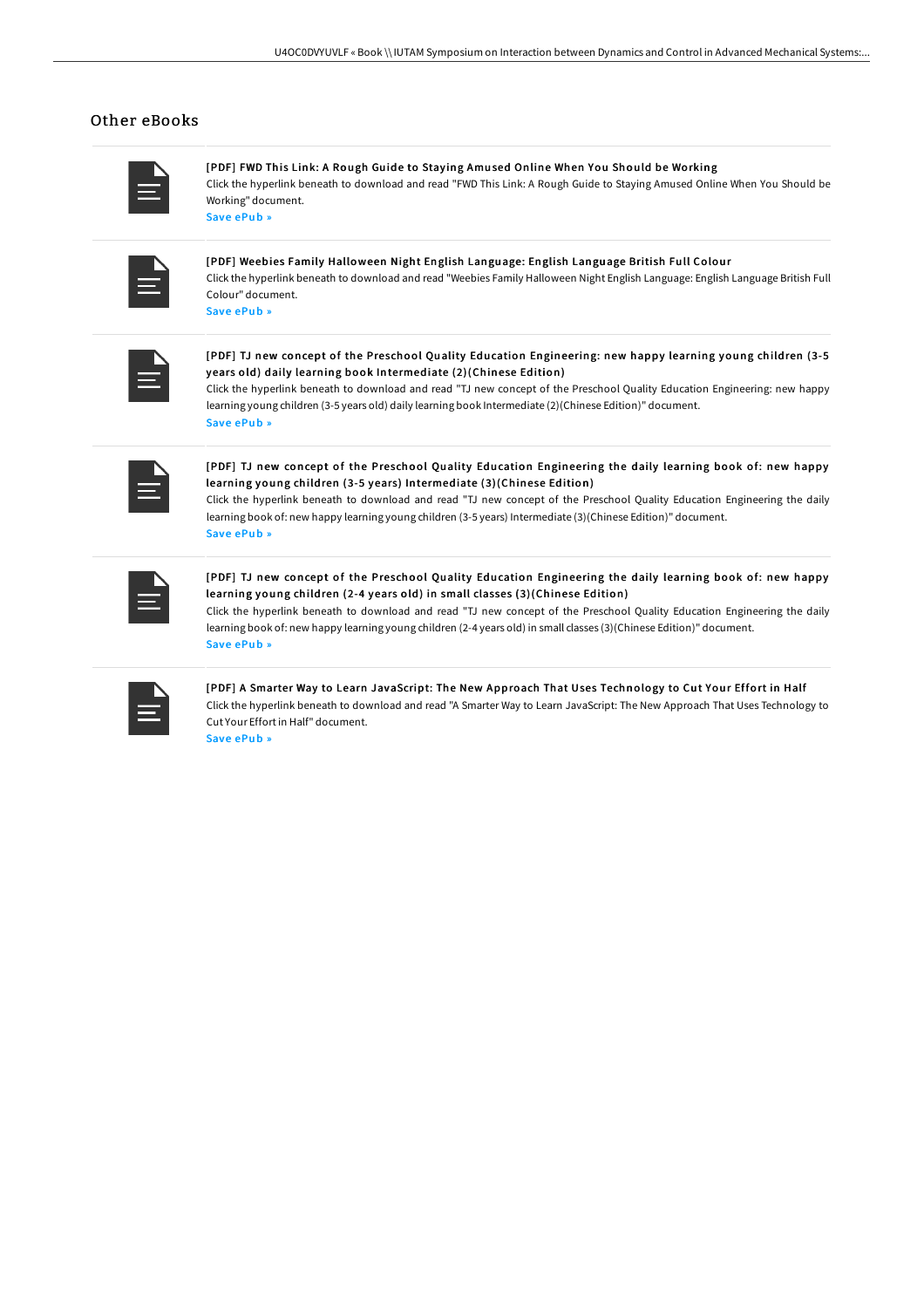## Other eBooks

**[PDF] FWD This Link: A Rough Guide to Staying Amused Online When You Should be Working**

Click the hyperlink beneath to download and read "FWD This Link: A Rough Guide to Staying Amused Online When You Should be Working" document.

Save ePub »

**[PDF] Weebies Family Halloween Night English Language: English Language British Full Colour**

Click the hyperlink beneath to download and read "Weebies Family Halloween Night English Language: English Language British Full Colour" document.

Save ePub »

**[PDF] TJ new concept of the Preschool Quality Education Engineering: new happy learning young children (3-5 years old) daily learning book Intermediate (2)(Chinese Edition)**

Click the hyperlink beneath to download and read "TJ new concept of the Preschool Quality Education Engineering: new happy learning young children (3-5 years old) daily learning book Intermediate (2)(Chinese Edition)" document.

Save ePub »

**[PDF] TJ new concept of the Preschool Quality Education Engineering the daily learning book of: new happy learning young children (3-5 years) Intermediate (3)(Chinese Edition)**

Click the hyperlink beneath to download and read "TJ new concept of the Preschool Quality Education Engineering the daily learning book of: new happy learning young children (3-5 years) Intermediate (3)(Chinese Edition)" document.

Save ePub »

**[PDF] TJ new concept of the Preschool Quality Education Engineering the daily learning book of: new happy learning young children (2-4 years old) in small classes (3)(Chinese Edition)**

Click the hyperlink beneath to download and read "TJ new concept of the Preschool Quality Education Engineering the daily learning book of: new happy learning young children (2-4 years old) in small classes (3)(Chinese Edition)" document.

Save ePub »

**[PDF] A Smarter Way to Learn JavaScript: The New Approach That Uses Technology to Cut Your Effort in Half**

Click the hyperlink beneath to download and read "A Smarter Way to Learn JavaScript: The New Approach That Uses Technology to Cut Your Effort in Half" document.

Save ePub »